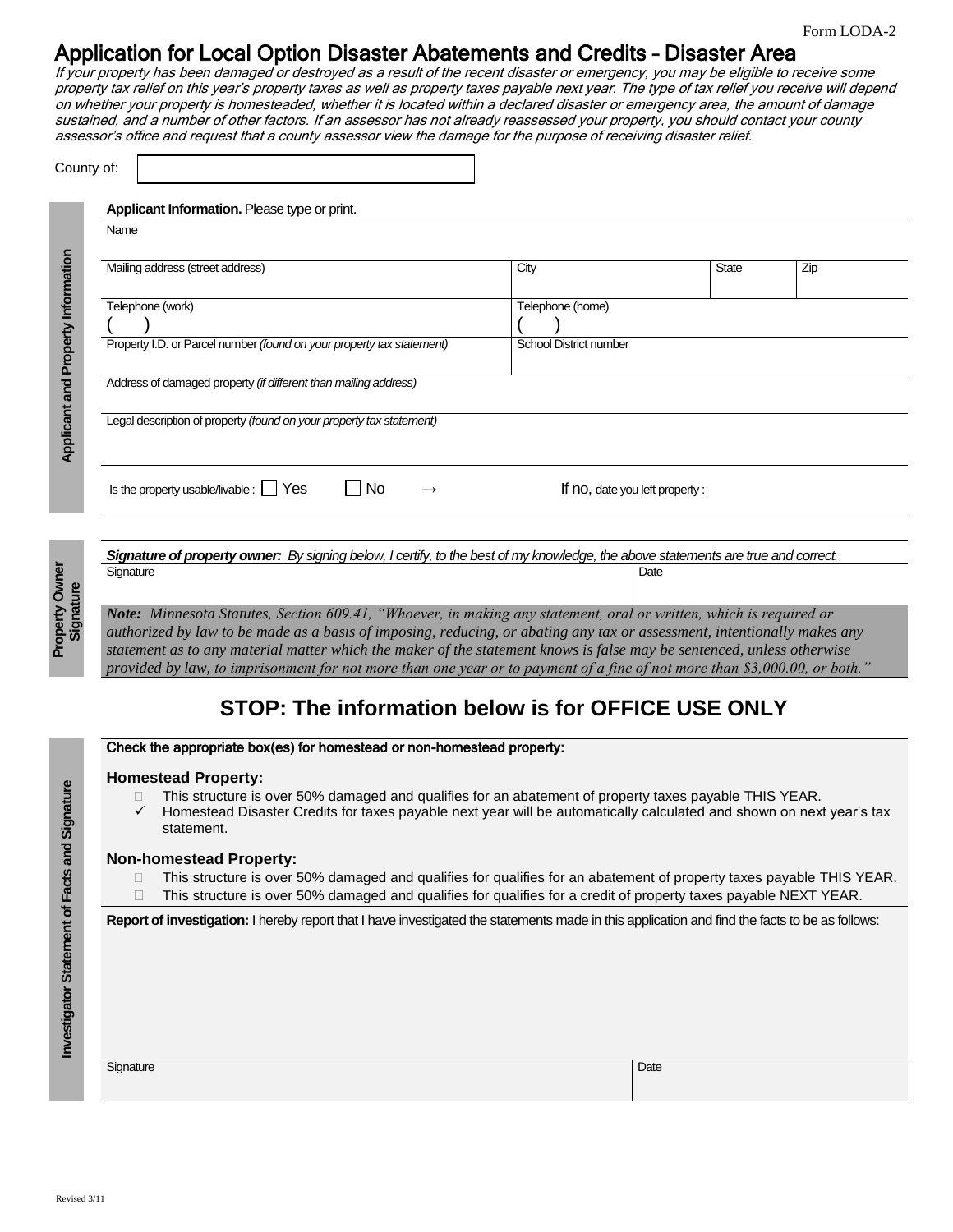Form LODA-2

# Application for Local Option Disaster Abatements and Credits – Disaster Area

*If your property has been damaged or destroyed as a result of the recent disaster or emergency, you may be eligible to receive some property tax relief on this year's property taxes as well as property taxes payable next year. The type of tax relief you receive will depend on whether your property is homesteaded, whether it is located within a declared disaster or emergency area, the amount of damage sustained, and a number of other factors. If an assessor has not already reassessed your property, you should contact your county assessor's office and request that a county assessor view the damage for the purpose of receiving disaster relief.*

County of:

## Applicant and Property Information

**Applicant Information.** Please type or print.

| Name | | | |
|---|---|---|---|
| | | | |
| **Mailing address (street address)** | **City** | **State** | **Zip** |
| | | | |
| **Telephone (work)** | **Telephone (home)** | | |
| ( ) | ( ) | | |
| **Property I.D. or Parcel number** *(found on your property tax statement)* | **School District number** | | |
| | | | |
| **Address of damaged property** *(if different than mailing address)* | | | |
| | | | |
| **Legal description of property** *(found on your property tax statement)* | | | |
| | | | |

Is the property usable/livable : ☐ Yes ☐ No → If no, date you left property :

## Property Owner Signature

***Signature of property owner:*** *By signing below, I certify, to the best of my knowledge, the above statements are true and correct.*

| Signature | Date |
|---|---|
| | |

***Note:*** *Minnesota Statutes, Section 609.41, "Whoever, in making any statement, oral or written, which is required or authorized by law to be made as a basis of imposing, reducing, or abating any tax or assessment, intentionally makes any statement as to any material matter which the maker of the statement knows is false may be sentenced, unless otherwise provided by law, to imprisonment for not more than one year or to payment of a fine of not more than $3,000.00, or both."*

## STOP: The information below is for OFFICE USE ONLY

## Investigator Statement of Facts and Signature

**Check the appropriate box(es) for homestead or non-homestead property:**

**Homestead Property:**

- ☐ This structure is over 50% damaged and qualifies for an abatement of property taxes payable THIS YEAR.
- ✓ Homestead Disaster Credits for taxes payable next year will be automatically calculated and shown on next year's tax statement.

**Non-homestead Property:**

- ☐ This structure is over 50% damaged and qualifies for qualifies for an abatement of property taxes payable THIS YEAR.
- ☐ This structure is over 50% damaged and qualifies for qualifies for a credit of property taxes payable NEXT YEAR.

**Report of investigation:** I hereby report that I have investigated the statements made in this application and find the facts to be as follows:

| Signature | Date |
|---|---|
| | |

Revised 3/11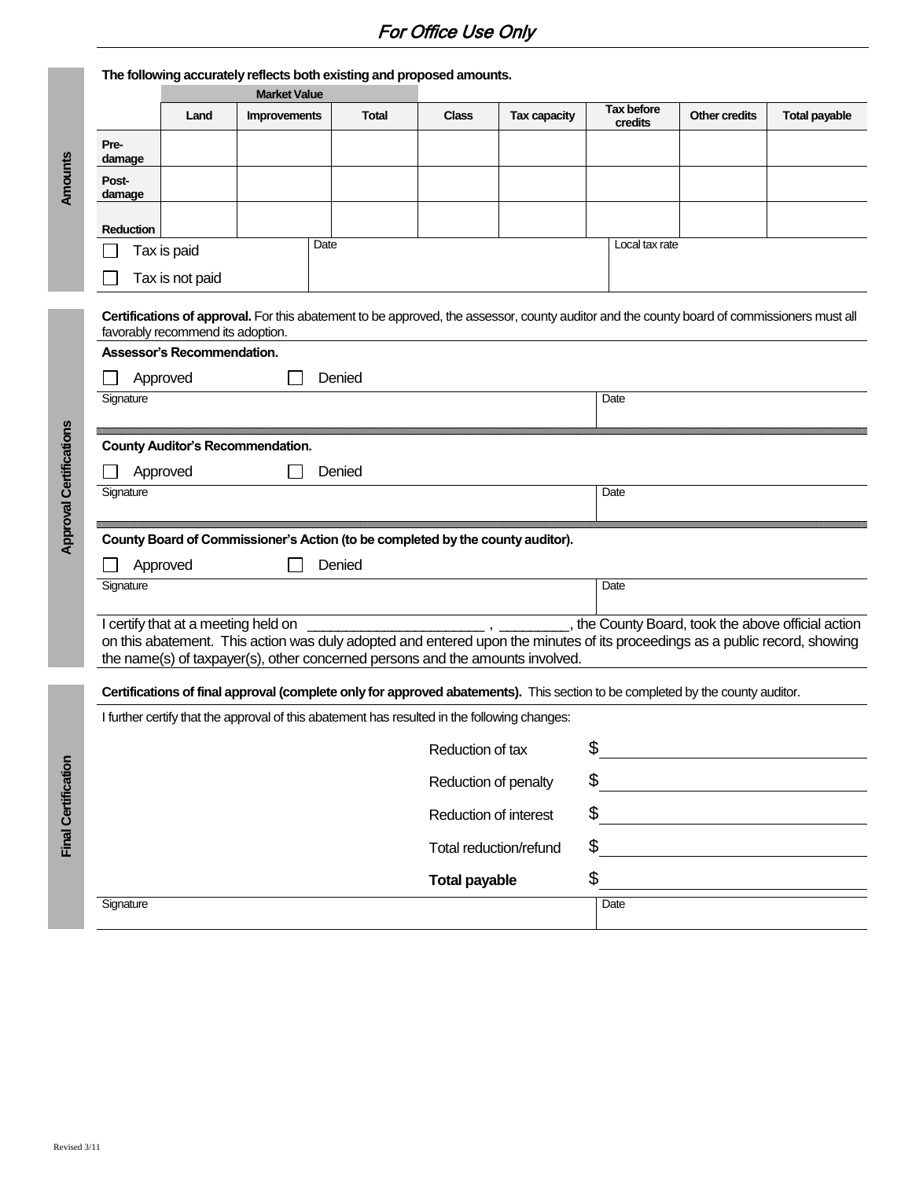## *For Office Use Only*

**Amounts**

**The following accurately reflects both existing and proposed amounts.**

| | Market Value | | | | | | | |
|---|---|---|---|---|---|---|---|---|
| | **Land** | **Improvements** | **Total** | **Class** | **Tax capacity** | **Tax before credits** | **Other credits** | **Total payable** |
| **Pre-damage** | | | | | | | | |
| **Post-damage** | | | | | | | | |
| **Reduction** | | | | | | | | |

☐ Tax is paid

☐ Tax is not paid

Date

Local tax rate

**Approval Certifications**

**Certifications of approval.** For this abatement to be approved, the assessor, county auditor and the county board of commissioners must all favorably recommend its adoption.

**Assessor's Recommendation.**

☐ Approved ☐ Denied

Signature

Date

**County Auditor's Recommendation.**

☐ Approved ☐ Denied

Signature

Date

**County Board of Commissioner's Action (to be completed by the county auditor).**

☐ Approved ☐ Denied

Signature

Date

I certify that at a meeting held on ______________________ , _________, the County Board, took the above official action on this abatement. This action was duly adopted and entered upon the minutes of its proceedings as a public record, showing the name(s) of taxpayer(s), other concerned persons and the amounts involved.

**Final Certification**

**Certifications of final approval (complete only for approved abatements).** This section to be completed by the county auditor.

I further certify that the approval of this abatement has resulted in the following changes:

Reduction of tax $ ____________________

Reduction of penalty $ ____________________

Reduction of interest $ ____________________

Total reduction/refund $ ____________________

**Total payable** $ ____________________

Signature

Date

Revised 3/11